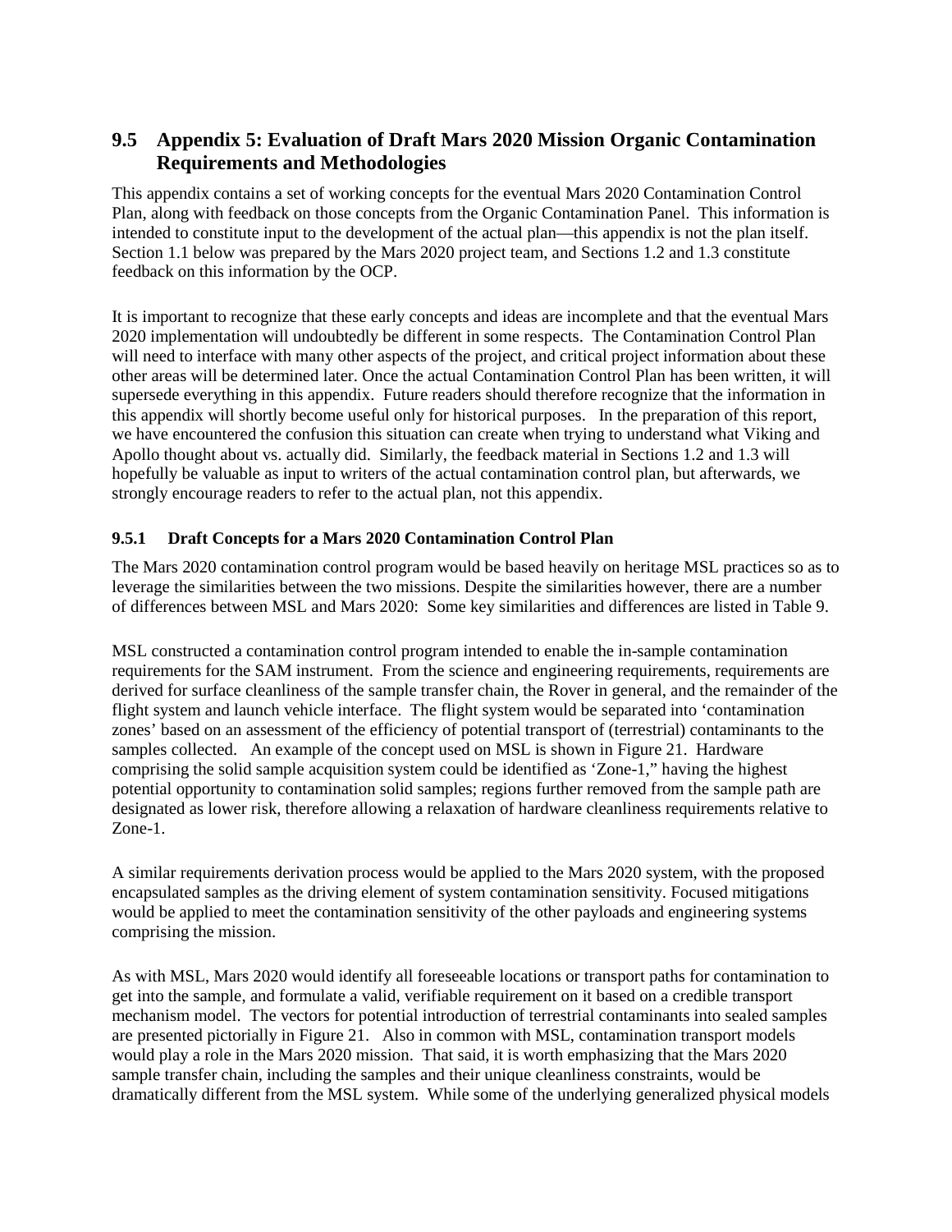## 9.5 Appendix 5: Evaluation of Draft Mars 2020 Mission Organic Contamination Requirements and Methodologies

This appendix contains a set of working concepts for the eventual Mars 2020 Contamination Control Plan, along with feedback on those concepts from the Organic Contamination Panel. This information is intended to constitute input to the development of the actual plan—this appendix is not the plan itself. Section 1.1 below was prepared by the Mars 2020 project team, and Sections 1.2 and 1.3 constitute feedback on this information by the OCP.

It is important to recognize that these early concepts and ideas are incomplete and that the eventual Mars 2020 implementation will undoubtedly be different in some respects. The Contamination Control Plan will need to interface with many other aspects of the project, and critical project information about these other areas will be determined later. Once the actual Contamination Control Plan has been written, it will supersede everything in this appendix. Future readers should therefore recognize that the information in this appendix will shortly become useful only for historical purposes. In the preparation of this report, we have encountered the confusion this situation can create when trying to understand what Viking and Apollo thought about vs. actually did. Similarly, the feedback material in Sections 1.2 and 1.3 will hopefully be valuable as input to writers of the actual contamination control plan, but afterwards, we strongly encourage readers to refer to the actual plan, not this appendix.

### 9.5.1 Draft Concepts for a Mars 2020 Contamination Control Plan

The Mars 2020 contamination control program would be based heavily on heritage MSL practices so as to leverage the similarities between the two missions. Despite the similarities however, there are a number of differences between MSL and Mars 2020: Some key similarities and differences are listed in Table 9.

MSL constructed a contamination control program intended to enable the in-sample contamination requirements for the SAM instrument. From the science and engineering requirements, requirements are derived for surface cleanliness of the sample transfer chain, the Rover in general, and the remainder of the flight system and launch vehicle interface. The flight system would be separated into 'contamination zones' based on an assessment of the efficiency of potential transport of (terrestrial) contaminants to the samples collected. An example of the concept used on MSL is shown in Figure 21. Hardware comprising the solid sample acquisition system could be identified as 'Zone-1," having the highest potential opportunity to contamination solid samples; regions further removed from the sample path are designated as lower risk, therefore allowing a relaxation of hardware cleanliness requirements relative to Zone-1.

A similar requirements derivation process would be applied to the Mars 2020 system, with the proposed encapsulated samples as the driving element of system contamination sensitivity. Focused mitigations would be applied to meet the contamination sensitivity of the other payloads and engineering systems comprising the mission.

As with MSL, Mars 2020 would identify all foreseeable locations or transport paths for contamination to get into the sample, and formulate a valid, verifiable requirement on it based on a credible transport mechanism model. The vectors for potential introduction of terrestrial contaminants into sealed samples are presented pictorially in Figure 21. Also in common with MSL, contamination transport models would play a role in the Mars 2020 mission. That said, it is worth emphasizing that the Mars 2020 sample transfer chain, including the samples and their unique cleanliness constraints, would be dramatically different from the MSL system. While some of the underlying generalized physical models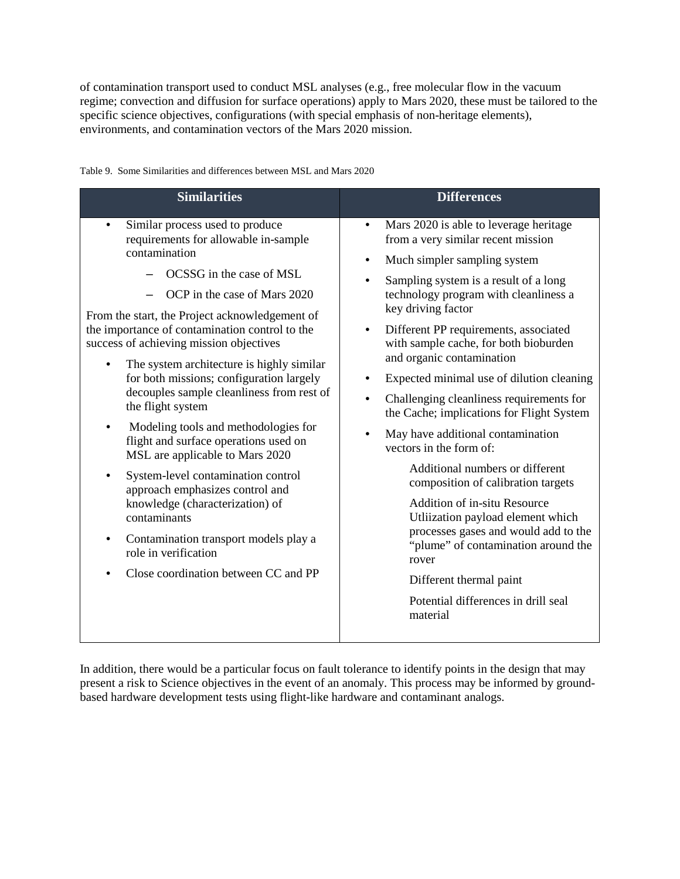of contamination transport used to conduct MSL analyses (e.g., free molecular flow in the vacuum regime; convection and diffusion for surface operations) apply to Mars 2020, these must be tailored to the specific science objectives, configurations (with special emphasis of non-heritage elements), environments, and contamination vectors of the Mars 2020 mission.

Table 9. Some Similarities and differences between MSL and Mars 2020

| Similarities | Differences |
|---|---|
| • Similar process used to produce requirements for allowable in-sample contamination<br>  – OCSSG in the case of MSL<br>  – OCP in the case of Mars 2020<br>From the start, the Project acknowledgement of the importance of contamination control to the success of achieving mission objectives<br>• The system architecture is highly similar for both missions; configuration largely decouples sample cleanliness from rest of the flight system<br>• Modeling tools and methodologies for flight and surface operations used on MSL are applicable to Mars 2020<br>• System-level contamination control approach emphasizes control and knowledge (characterization) of contaminants<br>• Contamination transport models play a role in verification<br>• Close coordination between CC and PP | • Mars 2020 is able to leverage heritage from a very similar recent mission<br>• Much simpler sampling system<br>• Sampling system is a result of a long technology program with cleanliness a key driving factor<br>• Different PP requirements, associated with sample cache, for both bioburden and organic contamination<br>• Expected minimal use of dilution cleaning<br>• Challenging cleanliness requirements for the Cache; implications for Flight System<br>• May have additional contamination vectors in the form of:<br>  Additional numbers or different composition of calibration targets<br>  Addition of in-situ Resource Utliization payload element which processes gases and would add to the "plume" of contamination around the rover<br>  Different thermal paint<br>  Potential differences in drill seal material |

In addition, there would be a particular focus on fault tolerance to identify points in the design that may present a risk to Science objectives in the event of an anomaly. This process may be informed by ground-based hardware development tests using flight-like hardware and contaminant analogs.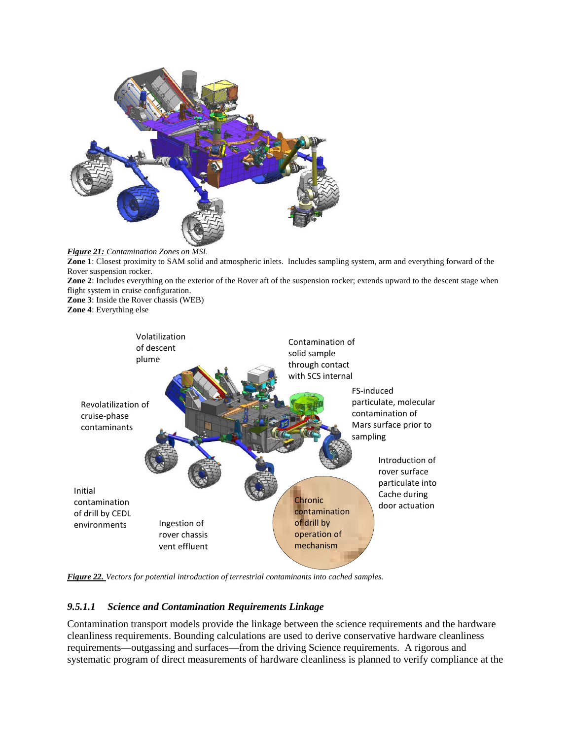***Figure 21:*** *Contamination Zones on MSL*

**Zone 1**: Closest proximity to SAM solid and atmospheric inlets. Includes sampling system, arm and everything forward of the Rover suspension rocker.

**Zone 2**: Includes everything on the exterior of the Rover aft of the suspension rocker; extends upward to the descent stage when flight system in cruise configuration.

**Zone 3**: Inside the Rover chassis (WEB)

**Zone 4**: Everything else

Volatilization of descent plume

Contamination of solid sample through contact with SCS internal

Revolatilization of cruise-phase contaminants

FS-induced particulate, molecular contamination of Mars surface prior to sampling

Introduction of rover surface particulate into Cache during door actuation

Initial contamination of drill by CEDL environments

Ingestion of rover chassis vent effluent

Chronic contamination of drill by operation of mechanism

***Figure 22.*** *Vectors for potential introduction of terrestrial contaminants into cached samples.*

#### *9.5.1.1 Science and Contamination Requirements Linkage*

Contamination transport models provide the linkage between the science requirements and the hardware cleanliness requirements. Bounding calculations are used to derive conservative hardware cleanliness requirements—outgassing and surfaces—from the driving Science requirements. A rigorous and systematic program of direct measurements of hardware cleanliness is planned to verify compliance at the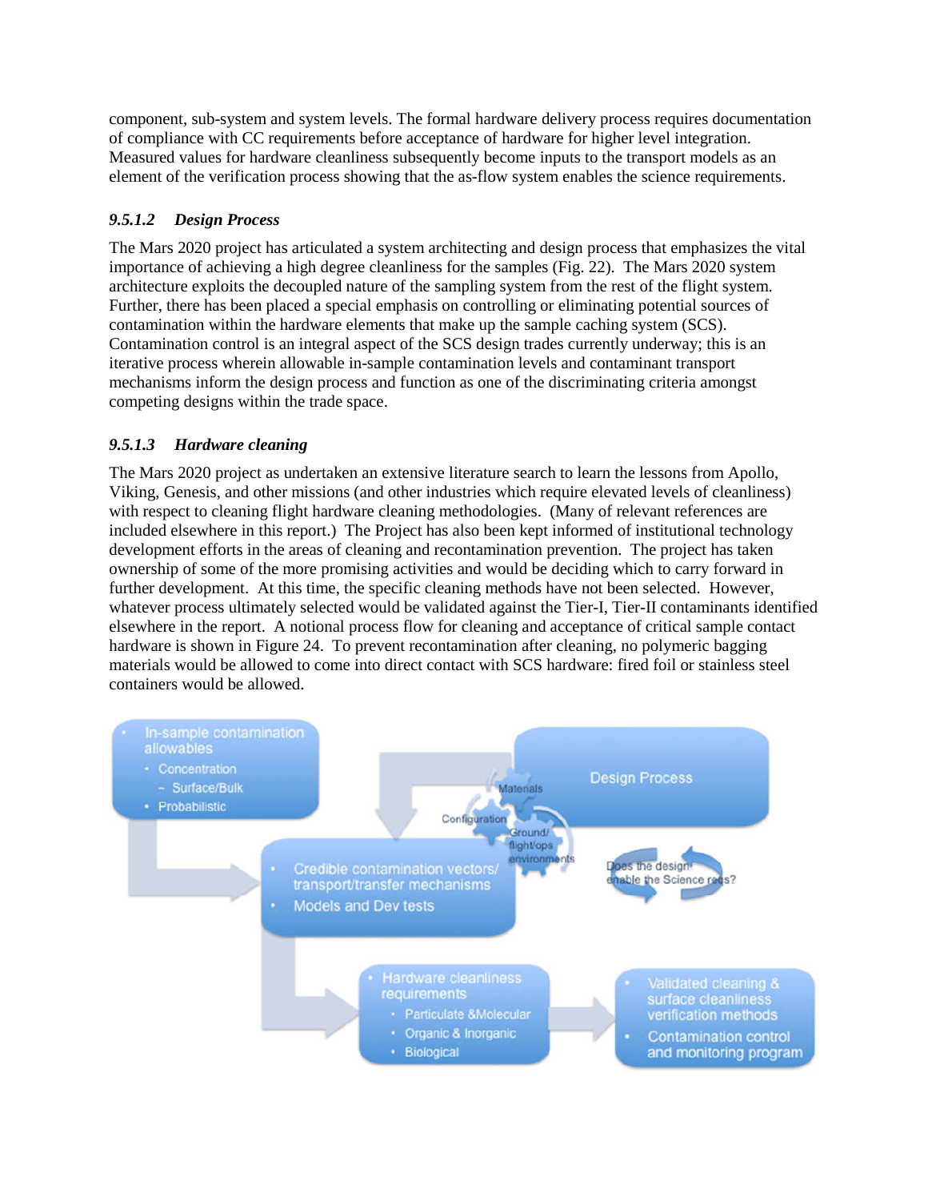component, sub-system and system levels. The formal hardware delivery process requires documentation of compliance with CC requirements before acceptance of hardware for higher level integration. Measured values for hardware cleanliness subsequently become inputs to the transport models as an element of the verification process showing that the as-flow system enables the science requirements.

### *9.5.1.2 Design Process*

The Mars 2020 project has articulated a system architecting and design process that emphasizes the vital importance of achieving a high degree cleanliness for the samples (Fig. 22). The Mars 2020 system architecture exploits the decoupled nature of the sampling system from the rest of the flight system. Further, there has been placed a special emphasis on controlling or eliminating potential sources of contamination within the hardware elements that make up the sample caching system (SCS). Contamination control is an integral aspect of the SCS design trades currently underway; this is an iterative process wherein allowable in-sample contamination levels and contaminant transport mechanisms inform the design process and function as one of the discriminating criteria amongst competing designs within the trade space.

### *9.5.1.3 Hardware cleaning*

The Mars 2020 project as undertaken an extensive literature search to learn the lessons from Apollo, Viking, Genesis, and other missions (and other industries which require elevated levels of cleanliness) with respect to cleaning flight hardware cleaning methodologies. (Many of relevant references are included elsewhere in this report.) The Project has also been kept informed of institutional technology development efforts in the areas of cleaning and recontamination prevention. The project has taken ownership of some of the more promising activities and would be deciding which to carry forward in further development. At this time, the specific cleaning methods have not been selected. However, whatever process ultimately selected would be validated against the Tier-I, Tier-II contaminants identified elsewhere in the report. A notional process flow for cleaning and acceptance of critical sample contact hardware is shown in Figure 24. To prevent recontamination after cleaning, no polymeric bagging materials would be allowed to come into direct contact with SCS hardware: fired foil or stainless steel containers would be allowed.

- In-sample contamination allowables
  - Concentration
    - Surface/Bulk
  - Probabilistic

Design Process

Materials

Configuration

Ground/ flight/ops environments

- Credible contamination vectors/ transport/transfer mechanisms
- Models and Dev tests

Does the design enable the Science reqs?

- Hardware cleanliness requirements
  - Particulate &Molecular
  - Organic & Inorganic
  - Biological

- Validated cleaning & surface cleanliness verification methods
- Contamination control and monitoring program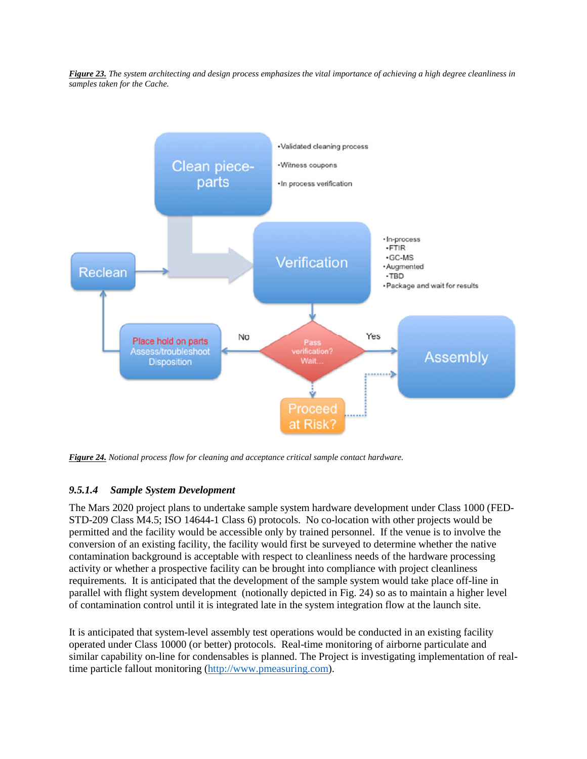***Figure 23.*** *The system architecting and design process emphasizes the vital importance of achieving a high degree cleanliness in samples taken for the Cache.*

***Figure 24.*** *Notional process flow for cleaning and acceptance critical sample contact hardware.*

### *9.5.1.4 Sample System Development*

The Mars 2020 project plans to undertake sample system hardware development under Class 1000 (FED-STD-209 Class M4.5; ISO 14644-1 Class 6) protocols. No co-location with other projects would be permitted and the facility would be accessible only by trained personnel. If the venue is to involve the conversion of an existing facility, the facility would first be surveyed to determine whether the native contamination background is acceptable with respect to cleanliness needs of the hardware processing activity or whether a prospective facility can be brought into compliance with project cleanliness requirements. It is anticipated that the development of the sample system would take place off-line in parallel with flight system development (notionally depicted in Fig. 24) so as to maintain a higher level of contamination control until it is integrated late in the system integration flow at the launch site.

It is anticipated that system-level assembly test operations would be conducted in an existing facility operated under Class 10000 (or better) protocols. Real-time monitoring of airborne particulate and similar capability on-line for condensables is planned. The Project is investigating implementation of real-time particle fallout monitoring (http://www.pmeasuring.com).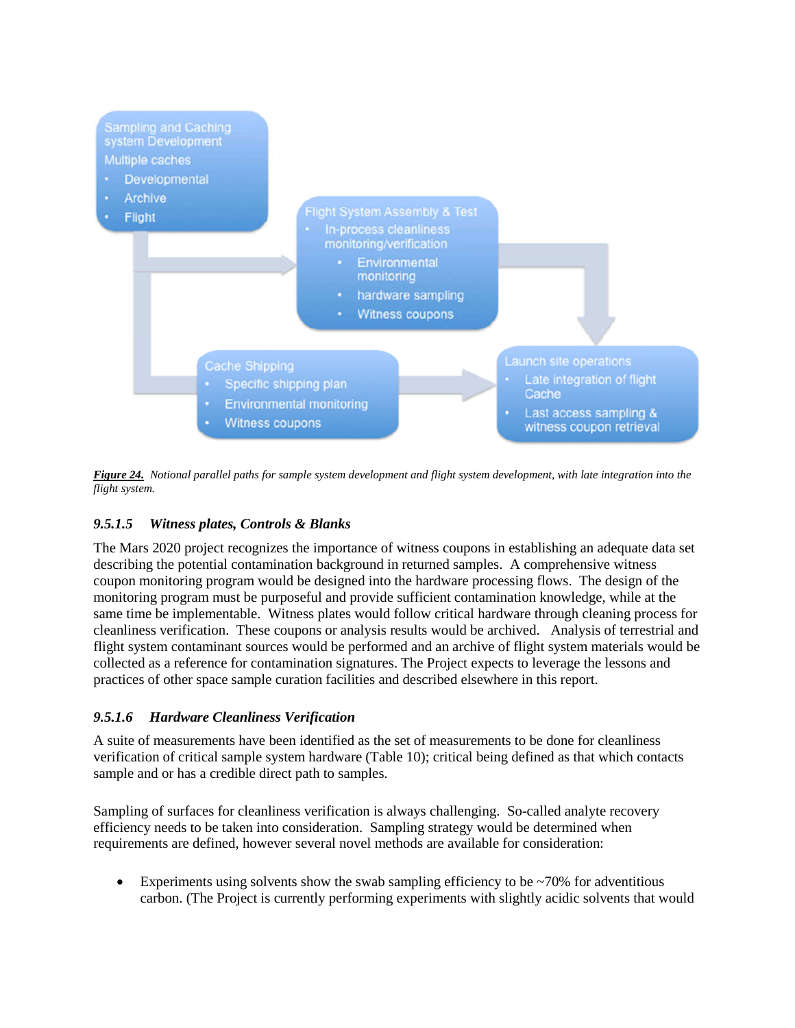**Sampling and Caching system Development**

Multiple caches
- Developmental
- Archive
- Flight

**Flight System Assembly & Test**
- In-process cleanliness monitoring/verification
  - Environmental monitoring
  - hardware sampling
  - Witness coupons

**Cache Shipping**
- Specific shipping plan
- Environmental monitoring
- Witness coupons

**Launch site operations**
- Late integration of flight Cache
- Last access sampling & witness coupon retrieval

***Figure 24.*** *Notional parallel paths for sample system development and flight system development, with late integration into the flight system.*

#### *9.5.1.5 Witness plates, Controls & Blanks*

The Mars 2020 project recognizes the importance of witness coupons in establishing an adequate data set describing the potential contamination background in returned samples. A comprehensive witness coupon monitoring program would be designed into the hardware processing flows. The design of the monitoring program must be purposeful and provide sufficient contamination knowledge, while at the same time be implementable. Witness plates would follow critical hardware through cleaning process for cleanliness verification. These coupons or analysis results would be archived. Analysis of terrestrial and flight system contaminant sources would be performed and an archive of flight system materials would be collected as a reference for contamination signatures. The Project expects to leverage the lessons and practices of other space sample curation facilities and described elsewhere in this report.

#### *9.5.1.6 Hardware Cleanliness Verification*

A suite of measurements have been identified as the set of measurements to be done for cleanliness verification of critical sample system hardware (Table 10); critical being defined as that which contacts sample and or has a credible direct path to samples.

Sampling of surfaces for cleanliness verification is always challenging. So-called analyte recovery efficiency needs to be taken into consideration. Sampling strategy would be determined when requirements are defined, however several novel methods are available for consideration:

- Experiments using solvents show the swab sampling efficiency to be ~70% for adventitious carbon. (The Project is currently performing experiments with slightly acidic solvents that would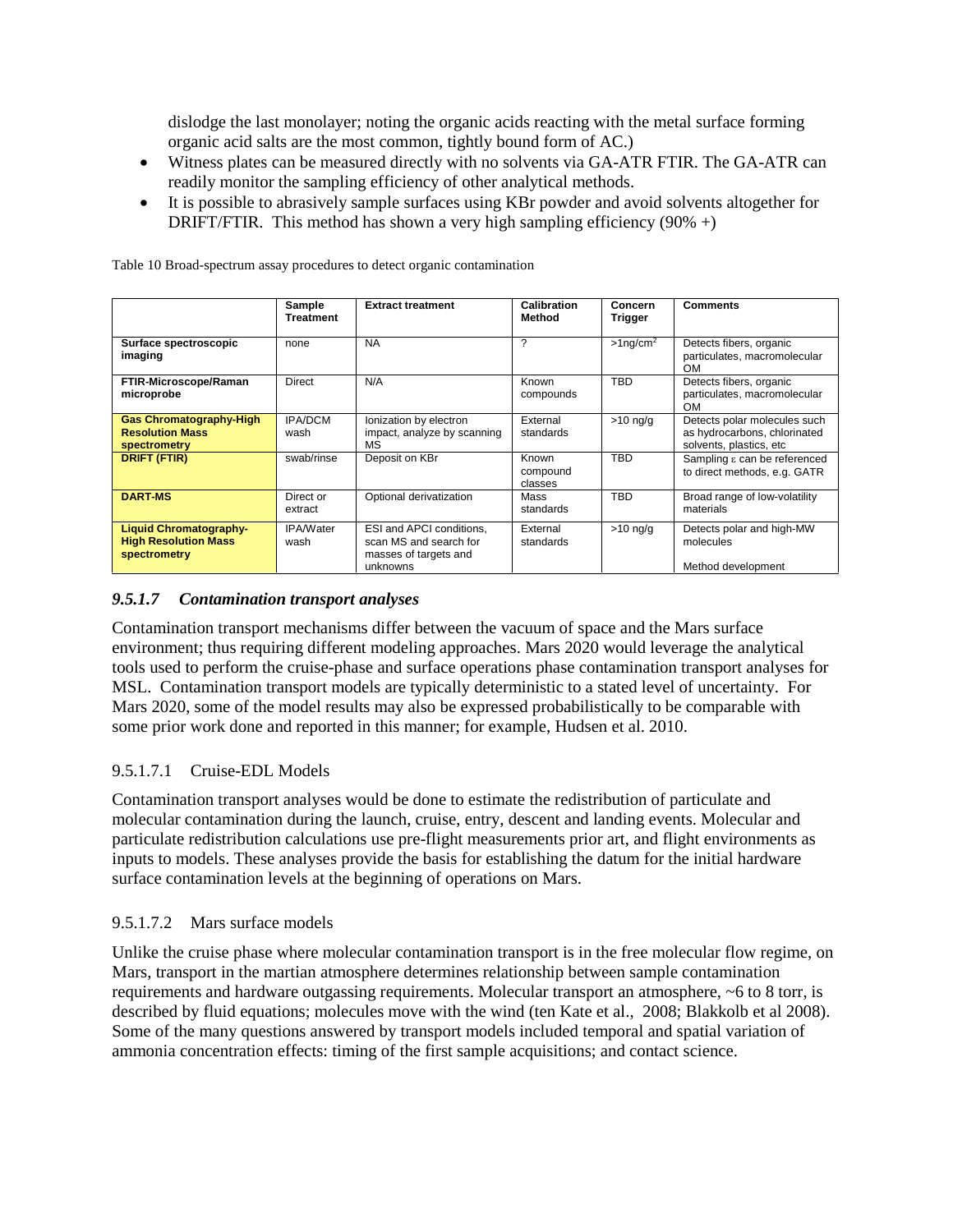dislodge the last monolayer; noting the organic acids reacting with the metal surface forming organic acid salts are the most common, tightly bound form of AC.)

- Witness plates can be measured directly with no solvents via GA-ATR FTIR. The GA-ATR can readily monitor the sampling efficiency of other analytical methods.
- It is possible to abrasively sample surfaces using KBr powder and avoid solvents altogether for DRIFT/FTIR. This method has shown a very high sampling efficiency (90% +)

Table 10 Broad-spectrum assay procedures to detect organic contamination

| | Sample Treatment | Extract treatment | Calibration Method | Concern Trigger | Comments |
|---|---|---|---|---|---|
| **Surface spectroscopic imaging** | none | NA | ? | >1ng/cm$^2$ | Detects fibers, organic particulates, macromolecular OM |
| **FTIR-Microscope/Raman microprobe** | Direct | N/A | Known compounds | TBD | Detects fibers, organic particulates, macromolecular OM |
| **Gas Chromatography-High Resolution Mass spectrometry** | IPA/DCM wash | Ionization by electron impact, analyze by scanning MS | External standards | >10 ng/g | Detects polar molecules such as hydrocarbons, chlorinated solvents, plastics, etc |
| **DRIFT (FTIR)** | swab/rinse | Deposit on KBr | Known compound classes | TBD | Sampling $\varepsilon$ can be referenced to direct methods, e.g. GATR |
| **DART-MS** | Direct or extract | Optional derivatization | Mass standards | TBD | Broad range of low-volatility materials |
| **Liquid Chromatography-High Resolution Mass spectrometry** | IPA/Water wash | ESI and APCI conditions, scan MS and search for masses of targets and unknowns | External standards | >10 ng/g | Detects polar and high-MW molecules<br><br>Method development |

#### *9.5.1.7 Contamination transport analyses*

Contamination transport mechanisms differ between the vacuum of space and the Mars surface environment; thus requiring different modeling approaches. Mars 2020 would leverage the analytical tools used to perform the cruise-phase and surface operations phase contamination transport analyses for MSL. Contamination transport models are typically deterministic to a stated level of uncertainty. For Mars 2020, some of the model results may also be expressed probabilistically to be comparable with some prior work done and reported in this manner; for example, Hudsen et al. 2010.

##### 9.5.1.7.1 Cruise-EDL Models

Contamination transport analyses would be done to estimate the redistribution of particulate and molecular contamination during the launch, cruise, entry, descent and landing events. Molecular and particulate redistribution calculations use pre-flight measurements prior art, and flight environments as inputs to models. These analyses provide the basis for establishing the datum for the initial hardware surface contamination levels at the beginning of operations on Mars.

##### 9.5.1.7.2 Mars surface models

Unlike the cruise phase where molecular contamination transport is in the free molecular flow regime, on Mars, transport in the martian atmosphere determines relationship between sample contamination requirements and hardware outgassing requirements. Molecular transport an atmosphere, ~6 to 8 torr, is described by fluid equations; molecules move with the wind (ten Kate et al., 2008; Blakkolb et al 2008). Some of the many questions answered by transport models included temporal and spatial variation of ammonia concentration effects: timing of the first sample acquisitions; and contact science.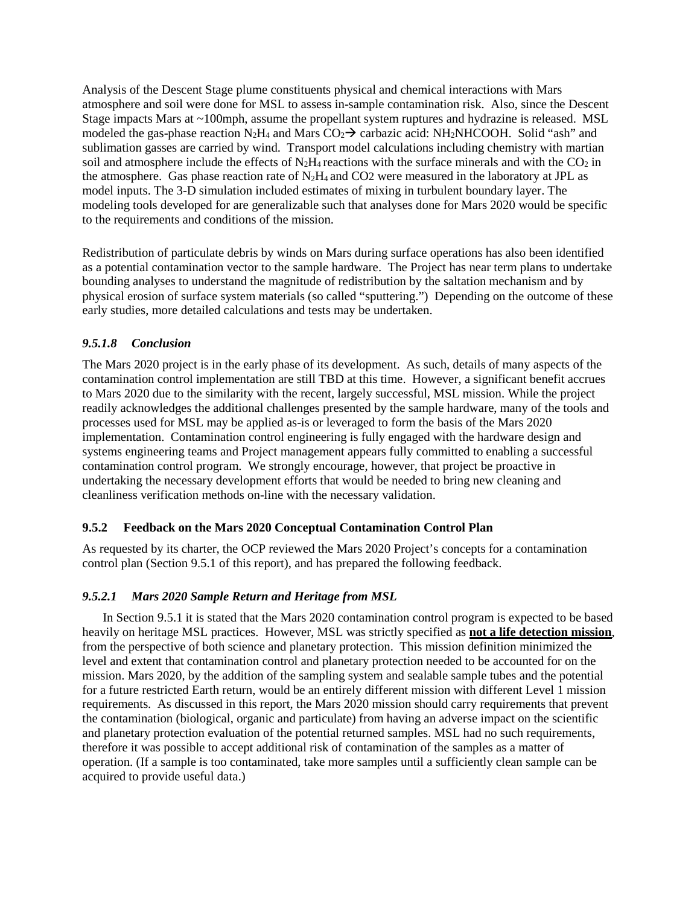Analysis of the Descent Stage plume constituents physical and chemical interactions with Mars atmosphere and soil were done for MSL to assess in-sample contamination risk. Also, since the Descent Stage impacts Mars at ~100mph, assume the propellant system ruptures and hydrazine is released. MSL modeled the gas-phase reaction $N_2H_4$ and Mars $CO_2 \rightarrow$ carbazic acid: $NH_2NHCOOH$. Solid "ash" and sublimation gasses are carried by wind. Transport model calculations including chemistry with martian soil and atmosphere include the effects of $N_2H_4$ reactions with the surface minerals and with the $CO_2$ in the atmosphere. Gas phase reaction rate of $N_2H_4$ and CO2 were measured in the laboratory at JPL as model inputs. The 3-D simulation included estimates of mixing in turbulent boundary layer. The modeling tools developed for are generalizable such that analyses done for Mars 2020 would be specific to the requirements and conditions of the mission.

Redistribution of particulate debris by winds on Mars during surface operations has also been identified as a potential contamination vector to the sample hardware. The Project has near term plans to undertake bounding analyses to understand the magnitude of redistribution by the saltation mechanism and by physical erosion of surface system materials (so called "sputtering.") Depending on the outcome of these early studies, more detailed calculations and tests may be undertaken.

#### *9.5.1.8 Conclusion*

The Mars 2020 project is in the early phase of its development. As such, details of many aspects of the contamination control implementation are still TBD at this time. However, a significant benefit accrues to Mars 2020 due to the similarity with the recent, largely successful, MSL mission. While the project readily acknowledges the additional challenges presented by the sample hardware, many of the tools and processes used for MSL may be applied as-is or leveraged to form the basis of the Mars 2020 implementation. Contamination control engineering is fully engaged with the hardware design and systems engineering teams and Project management appears fully committed to enabling a successful contamination control program. We strongly encourage, however, that project be proactive in undertaking the necessary development efforts that would be needed to bring new cleaning and cleanliness verification methods on-line with the necessary validation.

### 9.5.2 Feedback on the Mars 2020 Conceptual Contamination Control Plan

As requested by its charter, the OCP reviewed the Mars 2020 Project's concepts for a contamination control plan (Section 9.5.1 of this report), and has prepared the following feedback.

#### *9.5.2.1 Mars 2020 Sample Return and Heritage from MSL*

In Section 9.5.1 it is stated that the Mars 2020 contamination control program is expected to be based heavily on heritage MSL practices. However, MSL was strictly specified as **not a life detection mission**, from the perspective of both science and planetary protection. This mission definition minimized the level and extent that contamination control and planetary protection needed to be accounted for on the mission. Mars 2020, by the addition of the sampling system and sealable sample tubes and the potential for a future restricted Earth return, would be an entirely different mission with different Level 1 mission requirements. As discussed in this report, the Mars 2020 mission should carry requirements that prevent the contamination (biological, organic and particulate) from having an adverse impact on the scientific and planetary protection evaluation of the potential returned samples. MSL had no such requirements, therefore it was possible to accept additional risk of contamination of the samples as a matter of operation. (If a sample is too contaminated, take more samples until a sufficiently clean sample can be acquired to provide useful data.)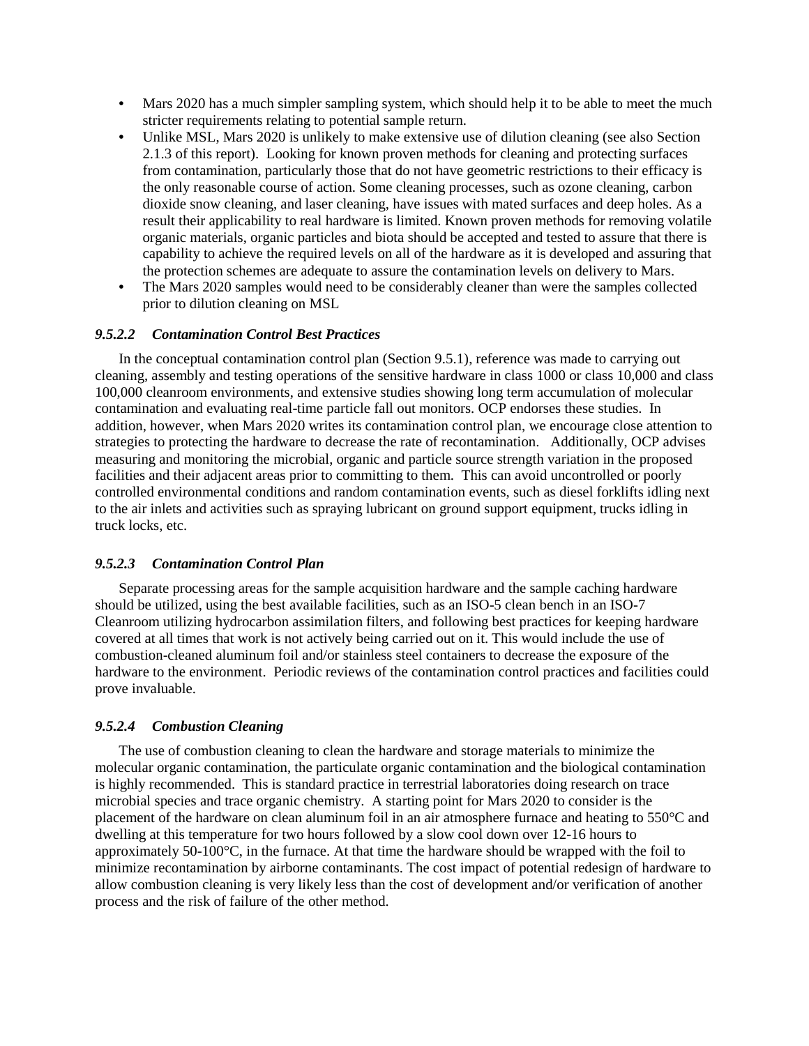- Mars 2020 has a much simpler sampling system, which should help it to be able to meet the much stricter requirements relating to potential sample return.
- Unlike MSL, Mars 2020 is unlikely to make extensive use of dilution cleaning (see also Section 2.1.3 of this report). Looking for known proven methods for cleaning and protecting surfaces from contamination, particularly those that do not have geometric restrictions to their efficacy is the only reasonable course of action. Some cleaning processes, such as ozone cleaning, carbon dioxide snow cleaning, and laser cleaning, have issues with mated surfaces and deep holes. As a result their applicability to real hardware is limited. Known proven methods for removing volatile organic materials, organic particles and biota should be accepted and tested to assure that there is capability to achieve the required levels on all of the hardware as it is developed and assuring that the protection schemes are adequate to assure the contamination levels on delivery to Mars.
- The Mars 2020 samples would need to be considerably cleaner than were the samples collected prior to dilution cleaning on MSL

#### *9.5.2.2 Contamination Control Best Practices*

In the conceptual contamination control plan (Section 9.5.1), reference was made to carrying out cleaning, assembly and testing operations of the sensitive hardware in class 1000 or class 10,000 and class 100,000 cleanroom environments, and extensive studies showing long term accumulation of molecular contamination and evaluating real-time particle fall out monitors. OCP endorses these studies. In addition, however, when Mars 2020 writes its contamination control plan, we encourage close attention to strategies to protecting the hardware to decrease the rate of recontamination. Additionally, OCP advises measuring and monitoring the microbial, organic and particle source strength variation in the proposed facilities and their adjacent areas prior to committing to them. This can avoid uncontrolled or poorly controlled environmental conditions and random contamination events, such as diesel forklifts idling next to the air inlets and activities such as spraying lubricant on ground support equipment, trucks idling in truck locks, etc.

#### *9.5.2.3 Contamination Control Plan*

Separate processing areas for the sample acquisition hardware and the sample caching hardware should be utilized, using the best available facilities, such as an ISO-5 clean bench in an ISO-7 Cleanroom utilizing hydrocarbon assimilation filters, and following best practices for keeping hardware covered at all times that work is not actively being carried out on it. This would include the use of combustion-cleaned aluminum foil and/or stainless steel containers to decrease the exposure of the hardware to the environment. Periodic reviews of the contamination control practices and facilities could prove invaluable.

#### *9.5.2.4 Combustion Cleaning*

The use of combustion cleaning to clean the hardware and storage materials to minimize the molecular organic contamination, the particulate organic contamination and the biological contamination is highly recommended. This is standard practice in terrestrial laboratories doing research on trace microbial species and trace organic chemistry. A starting point for Mars 2020 to consider is the placement of the hardware on clean aluminum foil in an air atmosphere furnace and heating to 550°C and dwelling at this temperature for two hours followed by a slow cool down over 12-16 hours to approximately 50-100°C, in the furnace. At that time the hardware should be wrapped with the foil to minimize recontamination by airborne contaminants. The cost impact of potential redesign of hardware to allow combustion cleaning is very likely less than the cost of development and/or verification of another process and the risk of failure of the other method.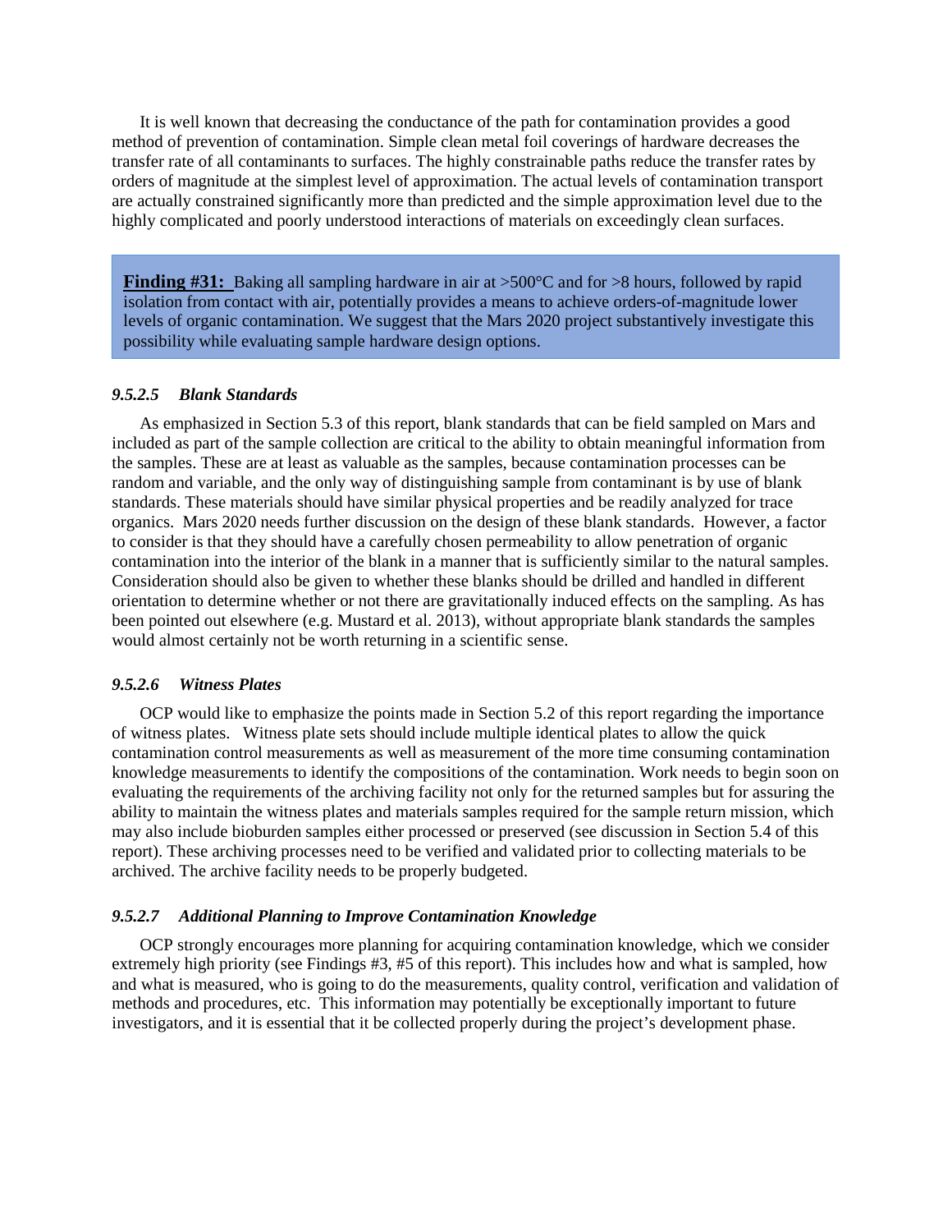It is well known that decreasing the conductance of the path for contamination provides a good method of prevention of contamination. Simple clean metal foil coverings of hardware decreases the transfer rate of all contaminants to surfaces. The highly constrainable paths reduce the transfer rates by orders of magnitude at the simplest level of approximation. The actual levels of contamination transport are actually constrained significantly more than predicted and the simple approximation level due to the highly complicated and poorly understood interactions of materials on exceedingly clean surfaces.

> **Finding #31:** Baking all sampling hardware in air at >500°C and for >8 hours, followed by rapid isolation from contact with air, potentially provides a means to achieve orders-of-magnitude lower levels of organic contamination. We suggest that the Mars 2020 project substantively investigate this possibility while evaluating sample hardware design options.

#### *9.5.2.5 Blank Standards*

As emphasized in Section 5.3 of this report, blank standards that can be field sampled on Mars and included as part of the sample collection are critical to the ability to obtain meaningful information from the samples. These are at least as valuable as the samples, because contamination processes can be random and variable, and the only way of distinguishing sample from contaminant is by use of blank standards. These materials should have similar physical properties and be readily analyzed for trace organics. Mars 2020 needs further discussion on the design of these blank standards. However, a factor to consider is that they should have a carefully chosen permeability to allow penetration of organic contamination into the interior of the blank in a manner that is sufficiently similar to the natural samples. Consideration should also be given to whether these blanks should be drilled and handled in different orientation to determine whether or not there are gravitationally induced effects on the sampling. As has been pointed out elsewhere (e.g. Mustard et al. 2013), without appropriate blank standards the samples would almost certainly not be worth returning in a scientific sense.

#### *9.5.2.6 Witness Plates*

OCP would like to emphasize the points made in Section 5.2 of this report regarding the importance of witness plates. Witness plate sets should include multiple identical plates to allow the quick contamination control measurements as well as measurement of the more time consuming contamination knowledge measurements to identify the compositions of the contamination. Work needs to begin soon on evaluating the requirements of the archiving facility not only for the returned samples but for assuring the ability to maintain the witness plates and materials samples required for the sample return mission, which may also include bioburden samples either processed or preserved (see discussion in Section 5.4 of this report). These archiving processes need to be verified and validated prior to collecting materials to be archived. The archive facility needs to be properly budgeted.

#### *9.5.2.7 Additional Planning to Improve Contamination Knowledge*

OCP strongly encourages more planning for acquiring contamination knowledge, which we consider extremely high priority (see Findings #3, #5 of this report). This includes how and what is sampled, how and what is measured, who is going to do the measurements, quality control, verification and validation of methods and procedures, etc. This information may potentially be exceptionally important to future investigators, and it is essential that it be collected properly during the project's development phase.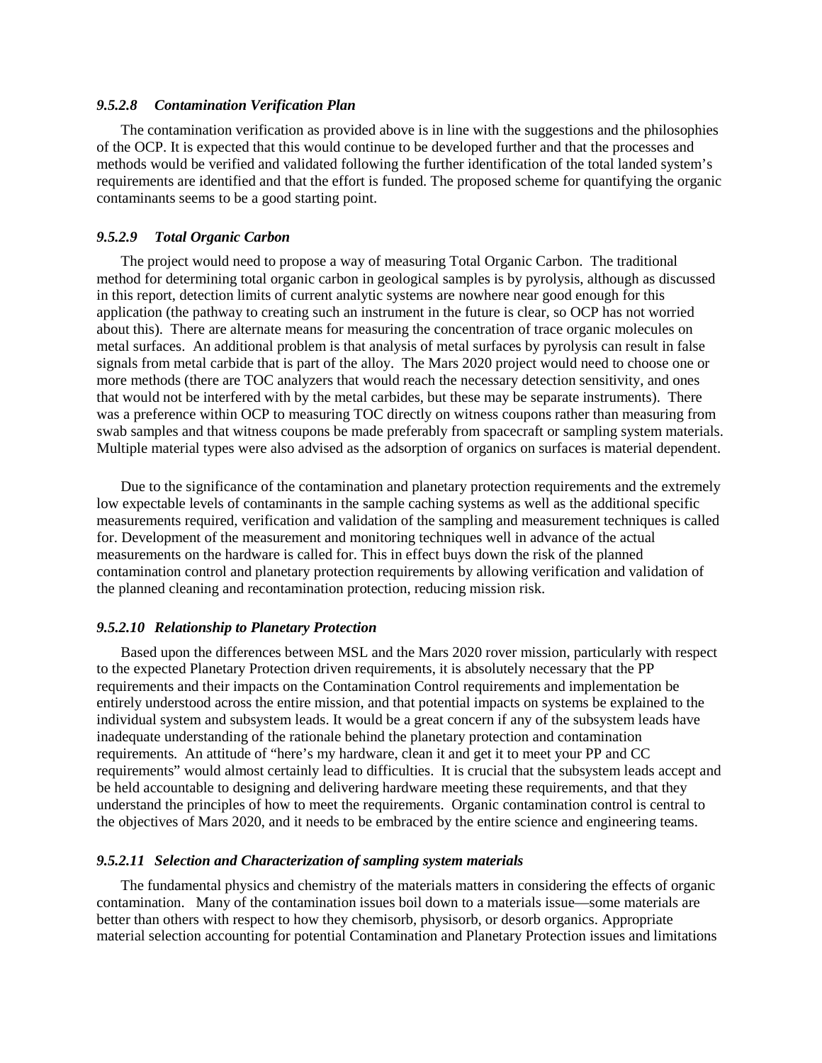#### *9.5.2.8 Contamination Verification Plan*

The contamination verification as provided above is in line with the suggestions and the philosophies of the OCP. It is expected that this would continue to be developed further and that the processes and methods would be verified and validated following the further identification of the total landed system's requirements are identified and that the effort is funded. The proposed scheme for quantifying the organic contaminants seems to be a good starting point.

#### *9.5.2.9 Total Organic Carbon*

The project would need to propose a way of measuring Total Organic Carbon. The traditional method for determining total organic carbon in geological samples is by pyrolysis, although as discussed in this report, detection limits of current analytic systems are nowhere near good enough for this application (the pathway to creating such an instrument in the future is clear, so OCP has not worried about this). There are alternate means for measuring the concentration of trace organic molecules on metal surfaces. An additional problem is that analysis of metal surfaces by pyrolysis can result in false signals from metal carbide that is part of the alloy. The Mars 2020 project would need to choose one or more methods (there are TOC analyzers that would reach the necessary detection sensitivity, and ones that would not be interfered with by the metal carbides, but these may be separate instruments). There was a preference within OCP to measuring TOC directly on witness coupons rather than measuring from swab samples and that witness coupons be made preferably from spacecraft or sampling system materials. Multiple material types were also advised as the adsorption of organics on surfaces is material dependent.

Due to the significance of the contamination and planetary protection requirements and the extremely low expectable levels of contaminants in the sample caching systems as well as the additional specific measurements required, verification and validation of the sampling and measurement techniques is called for. Development of the measurement and monitoring techniques well in advance of the actual measurements on the hardware is called for. This in effect buys down the risk of the planned contamination control and planetary protection requirements by allowing verification and validation of the planned cleaning and recontamination protection, reducing mission risk.

#### *9.5.2.10 Relationship to Planetary Protection*

Based upon the differences between MSL and the Mars 2020 rover mission, particularly with respect to the expected Planetary Protection driven requirements, it is absolutely necessary that the PP requirements and their impacts on the Contamination Control requirements and implementation be entirely understood across the entire mission, and that potential impacts on systems be explained to the individual system and subsystem leads. It would be a great concern if any of the subsystem leads have inadequate understanding of the rationale behind the planetary protection and contamination requirements. An attitude of "here's my hardware, clean it and get it to meet your PP and CC requirements" would almost certainly lead to difficulties. It is crucial that the subsystem leads accept and be held accountable to designing and delivering hardware meeting these requirements, and that they understand the principles of how to meet the requirements. Organic contamination control is central to the objectives of Mars 2020, and it needs to be embraced by the entire science and engineering teams.

#### *9.5.2.11 Selection and Characterization of sampling system materials*

The fundamental physics and chemistry of the materials matters in considering the effects of organic contamination. Many of the contamination issues boil down to a materials issue—some materials are better than others with respect to how they chemisorb, physisorb, or desorb organics. Appropriate material selection accounting for potential Contamination and Planetary Protection issues and limitations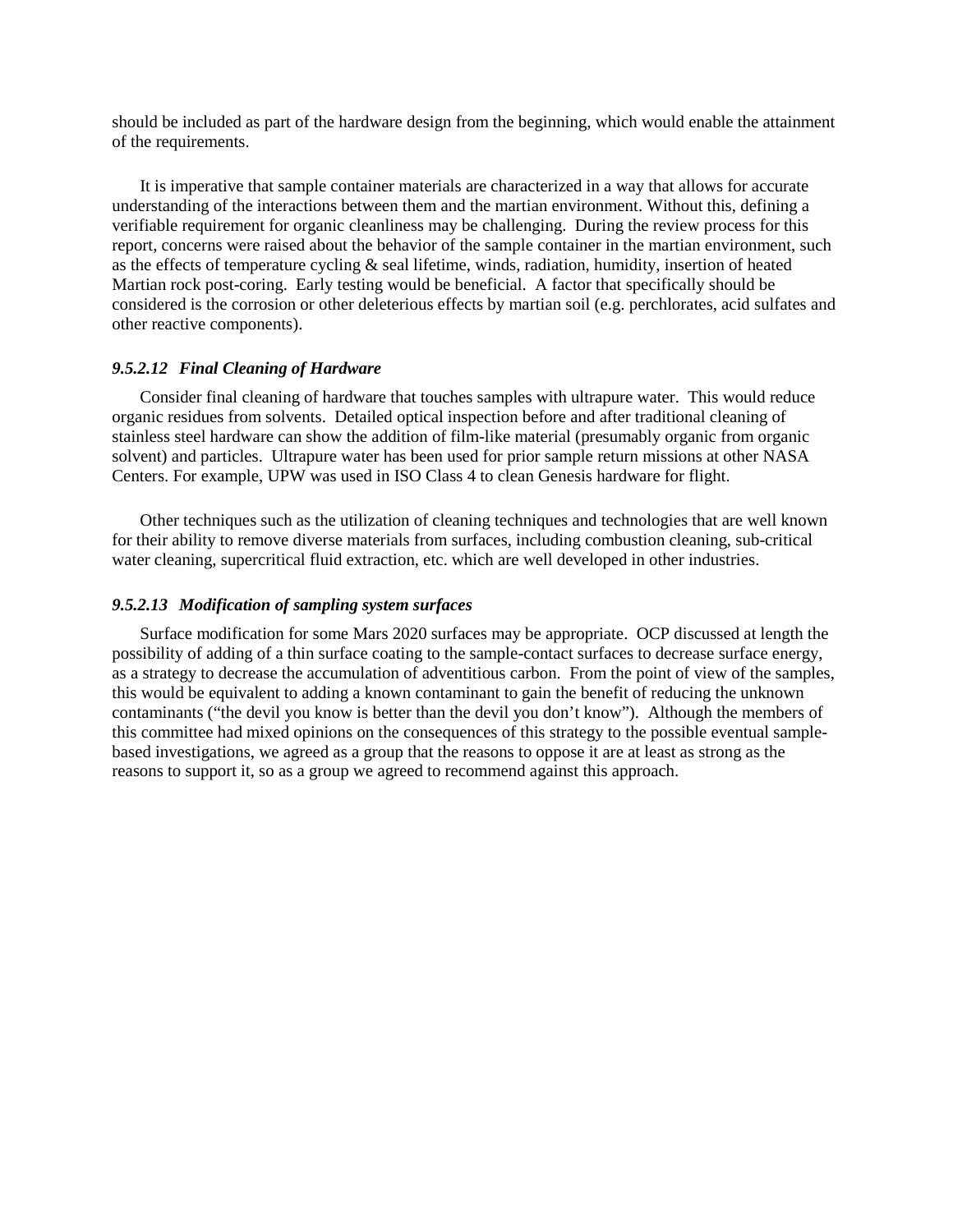should be included as part of the hardware design from the beginning, which would enable the attainment of the requirements.

It is imperative that sample container materials are characterized in a way that allows for accurate understanding of the interactions between them and the martian environment. Without this, defining a verifiable requirement for organic cleanliness may be challenging. During the review process for this report, concerns were raised about the behavior of the sample container in the martian environment, such as the effects of temperature cycling & seal lifetime, winds, radiation, humidity, insertion of heated Martian rock post-coring. Early testing would be beneficial. A factor that specifically should be considered is the corrosion or other deleterious effects by martian soil (e.g. perchlorates, acid sulfates and other reactive components).

#### *9.5.2.12 Final Cleaning of Hardware*

Consider final cleaning of hardware that touches samples with ultrapure water. This would reduce organic residues from solvents. Detailed optical inspection before and after traditional cleaning of stainless steel hardware can show the addition of film-like material (presumably organic from organic solvent) and particles. Ultrapure water has been used for prior sample return missions at other NASA Centers. For example, UPW was used in ISO Class 4 to clean Genesis hardware for flight.

Other techniques such as the utilization of cleaning techniques and technologies that are well known for their ability to remove diverse materials from surfaces, including combustion cleaning, sub-critical water cleaning, supercritical fluid extraction, etc. which are well developed in other industries.

#### *9.5.2.13 Modification of sampling system surfaces*

Surface modification for some Mars 2020 surfaces may be appropriate. OCP discussed at length the possibility of adding of a thin surface coating to the sample-contact surfaces to decrease surface energy, as a strategy to decrease the accumulation of adventitious carbon. From the point of view of the samples, this would be equivalent to adding a known contaminant to gain the benefit of reducing the unknown contaminants ("the devil you know is better than the devil you don't know"). Although the members of this committee had mixed opinions on the consequences of this strategy to the possible eventual sample-based investigations, we agreed as a group that the reasons to oppose it are at least as strong as the reasons to support it, so as a group we agreed to recommend against this approach.